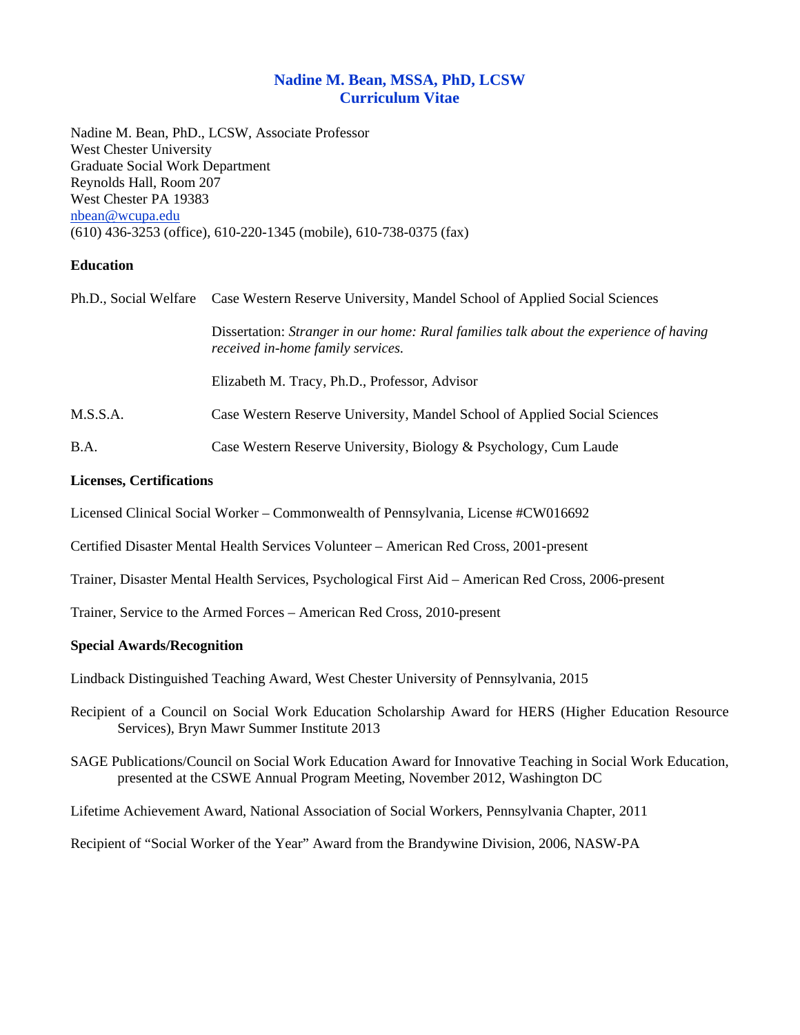# Nadine M. Bean, MSSA, PhD, LCSW
## Curriculum Vitae

Nadine M. Bean, PhD., LCSW, Associate Professor
West Chester University
Graduate Social Work Department
Reynolds Hall, Room 207
West Chester PA 19383
nbean@wcupa.edu
(610) 436-3253 (office), 610-220-1345 (mobile), 610-738-0375 (fax)

### Education

| | |
|---|---|
| Ph.D., Social Welfare | Case Western Reserve University, Mandel School of Applied Social Sciences |
| | Dissertation: *Stranger in our home: Rural families talk about the experience of having received in-home family services.* |
| | Elizabeth M. Tracy, Ph.D., Professor, Advisor |
| M.S.S.A. | Case Western Reserve University, Mandel School of Applied Social Sciences |
| B.A. | Case Western Reserve University, Biology & Psychology, Cum Laude |

### Licenses, Certifications

Licensed Clinical Social Worker – Commonwealth of Pennsylvania, License #CW016692

Certified Disaster Mental Health Services Volunteer – American Red Cross, 2001-present

Trainer, Disaster Mental Health Services, Psychological First Aid – American Red Cross, 2006-present

Trainer, Service to the Armed Forces – American Red Cross, 2010-present

### Special Awards/Recognition

Lindback Distinguished Teaching Award, West Chester University of Pennsylvania, 2015

Recipient of a Council on Social Work Education Scholarship Award for HERS (Higher Education Resource Services), Bryn Mawr Summer Institute 2013

SAGE Publications/Council on Social Work Education Award for Innovative Teaching in Social Work Education, presented at the CSWE Annual Program Meeting, November 2012, Washington DC

Lifetime Achievement Award, National Association of Social Workers, Pennsylvania Chapter, 2011

Recipient of "Social Worker of the Year" Award from the Brandywine Division, 2006, NASW-PA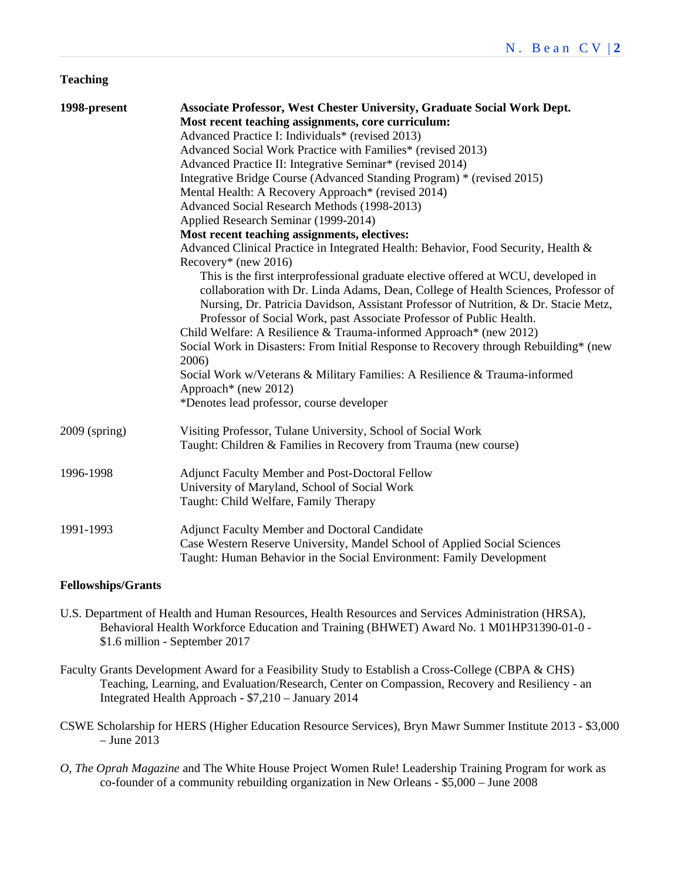**Teaching**

**1998-present** **Associate Professor, West Chester University, Graduate Social Work Dept.**

**Most recent teaching assignments, core curriculum:**

Advanced Practice I: Individuals* (revised 2013)
Advanced Social Work Practice with Families* (revised 2013)
Advanced Practice II: Integrative Seminar* (revised 2014)
Integrative Bridge Course (Advanced Standing Program) * (revised 2015)
Mental Health: A Recovery Approach* (revised 2014)
Advanced Social Research Methods (1998-2013)
Applied Research Seminar (1999-2014)

**Most recent teaching assignments, electives:**

Advanced Clinical Practice in Integrated Health: Behavior, Food Security, Health & Recovery* (new 2016)

This is the first interprofessional graduate elective offered at WCU, developed in collaboration with Dr. Linda Adams, Dean, College of Health Sciences, Professor of Nursing, Dr. Patricia Davidson, Assistant Professor of Nutrition, & Dr. Stacie Metz, Professor of Social Work, past Associate Professor of Public Health.

Child Welfare: A Resilience & Trauma-informed Approach* (new 2012)
Social Work in Disasters: From Initial Response to Recovery through Rebuilding* (new 2006)
Social Work w/Veterans & Military Families: A Resilience & Trauma-informed Approach* (new 2012)
*Denotes lead professor, course developer

2009 (spring) Visiting Professor, Tulane University, School of Social Work
Taught: Children & Families in Recovery from Trauma (new course)

1996-1998 Adjunct Faculty Member and Post-Doctoral Fellow
University of Maryland, School of Social Work
Taught: Child Welfare, Family Therapy

1991-1993 Adjunct Faculty Member and Doctoral Candidate
Case Western Reserve University, Mandel School of Applied Social Sciences
Taught: Human Behavior in the Social Environment: Family Development

**Fellowships/Grants**

U.S. Department of Health and Human Resources, Health Resources and Services Administration (HRSA), Behavioral Health Workforce Education and Training (BHWET) Award No. 1 M01HP31390-01-0 - $1.6 million - September 2017

Faculty Grants Development Award for a Feasibility Study to Establish a Cross-College (CBPA & CHS) Teaching, Learning, and Evaluation/Research, Center on Compassion, Recovery and Resiliency - an Integrated Health Approach - $7,210 – January 2014

CSWE Scholarship for HERS (Higher Education Resource Services), Bryn Mawr Summer Institute 2013 - $3,000 – June 2013

*O, The Oprah Magazine* and The White House Project Women Rule! Leadership Training Program for work as co-founder of a community rebuilding organization in New Orleans - $5,000 – June 2008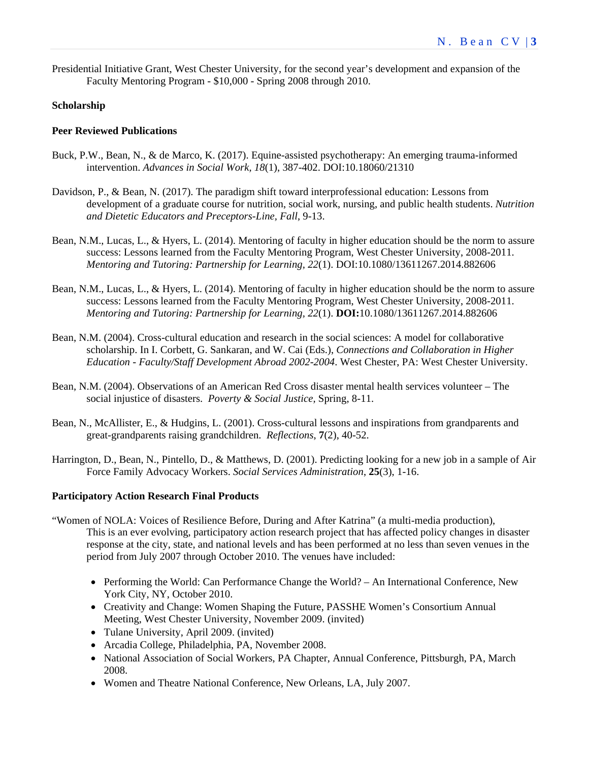Presidential Initiative Grant, West Chester University, for the second year's development and expansion of the Faculty Mentoring Program - $10,000 - Spring 2008 through 2010.

**Scholarship**

**Peer Reviewed Publications**

Buck, P.W., Bean, N., & de Marco, K. (2017). Equine-assisted psychotherapy: An emerging trauma-informed intervention. *Advances in Social Work, 18*(1), 387-402. DOI:10.18060/21310

Davidson, P., & Bean, N. (2017). The paradigm shift toward interprofessional education: Lessons from development of a graduate course for nutrition, social work, nursing, and public health students. *Nutrition and Dietetic Educators and Preceptors-Line, Fall*, 9-13.

Bean, N.M., Lucas, L., & Hyers, L. (2014). Mentoring of faculty in higher education should be the norm to assure success: Lessons learned from the Faculty Mentoring Program, West Chester University, 2008-2011. *Mentoring and Tutoring: Partnership for Learning, 22*(1). DOI:10.1080/13611267.2014.882606

Bean, N.M., Lucas, L., & Hyers, L. (2014). Mentoring of faculty in higher education should be the norm to assure success: Lessons learned from the Faculty Mentoring Program, West Chester University, 2008-2011. *Mentoring and Tutoring: Partnership for Learning, 22*(1). **DOI:**10.1080/13611267.2014.882606

Bean, N.M. (2004). Cross-cultural education and research in the social sciences: A model for collaborative scholarship. In I. Corbett, G. Sankaran, and W. Cai (Eds.), *Connections and Collaboration in Higher Education - Faculty/Staff Development Abroad 2002-2004*. West Chester, PA: West Chester University.

Bean, N.M. (2004). Observations of an American Red Cross disaster mental health services volunteer – The social injustice of disasters. *Poverty & Social Justice,* Spring, 8-11.

Bean, N., McAllister, E., & Hudgins, L. (2001). Cross-cultural lessons and inspirations from grandparents and great-grandparents raising grandchildren. *Reflections*, **7**(2), 40-52.

Harrington, D., Bean, N., Pintello, D., & Matthews, D. (2001). Predicting looking for a new job in a sample of Air Force Family Advocacy Workers. *Social Services Administration*, **25**(3), 1-16.

**Participatory Action Research Final Products**

"Women of NOLA: Voices of Resilience Before, During and After Katrina" (a multi-media production), This is an ever evolving, participatory action research project that has affected policy changes in disaster response at the city, state, and national levels and has been performed at no less than seven venues in the period from July 2007 through October 2010. The venues have included:

- Performing the World: Can Performance Change the World? – An International Conference, New York City, NY, October 2010.
- Creativity and Change: Women Shaping the Future, PASSHE Women's Consortium Annual Meeting, West Chester University, November 2009. (invited)
- Tulane University, April 2009. (invited)
- Arcadia College, Philadelphia, PA, November 2008.
- National Association of Social Workers, PA Chapter, Annual Conference, Pittsburgh, PA, March 2008.
- Women and Theatre National Conference, New Orleans, LA, July 2007.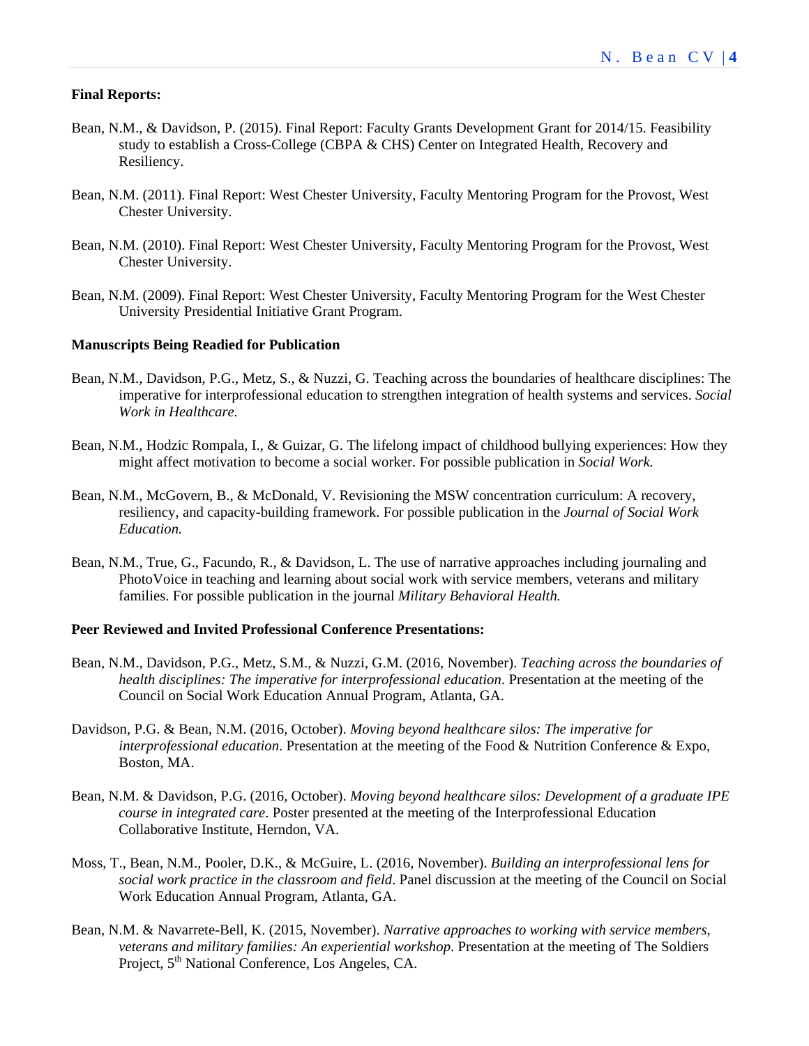**Final Reports:**

Bean, N.M., & Davidson, P. (2015). Final Report: Faculty Grants Development Grant for 2014/15. Feasibility study to establish a Cross-College (CBPA & CHS) Center on Integrated Health, Recovery and Resiliency.

Bean, N.M. (2011). Final Report: West Chester University, Faculty Mentoring Program for the Provost, West Chester University.

Bean, N.M. (2010). Final Report: West Chester University, Faculty Mentoring Program for the Provost, West Chester University.

Bean, N.M. (2009). Final Report: West Chester University, Faculty Mentoring Program for the West Chester University Presidential Initiative Grant Program.

**Manuscripts Being Readied for Publication**

Bean, N.M., Davidson, P.G., Metz, S., & Nuzzi, G. Teaching across the boundaries of healthcare disciplines: The imperative for interprofessional education to strengthen integration of health systems and services. *Social Work in Healthcare.*

Bean, N.M., Hodzic Rompala, I., & Guizar, G. The lifelong impact of childhood bullying experiences: How they might affect motivation to become a social worker. For possible publication in *Social Work.*

Bean, N.M., McGovern, B., & McDonald, V. Revisioning the MSW concentration curriculum: A recovery, resiliency, and capacity-building framework. For possible publication in the *Journal of Social Work Education.*

Bean, N.M., True, G., Facundo, R., & Davidson, L. The use of narrative approaches including journaling and PhotoVoice in teaching and learning about social work with service members, veterans and military families. For possible publication in the journal *Military Behavioral Health.*

**Peer Reviewed and Invited Professional Conference Presentations:**

Bean, N.M., Davidson, P.G., Metz, S.M., & Nuzzi, G.M. (2016, November). *Teaching across the boundaries of health disciplines: The imperative for interprofessional education*. Presentation at the meeting of the Council on Social Work Education Annual Program, Atlanta, GA.

Davidson, P.G. & Bean, N.M. (2016, October). *Moving beyond healthcare silos: The imperative for interprofessional education*. Presentation at the meeting of the Food & Nutrition Conference & Expo, Boston, MA.

Bean, N.M. & Davidson, P.G. (2016, October). *Moving beyond healthcare silos: Development of a graduate IPE course in integrated care*. Poster presented at the meeting of the Interprofessional Education Collaborative Institute, Herndon, VA.

Moss, T., Bean, N.M., Pooler, D.K., & McGuire, L. (2016, November). *Building an interprofessional lens for social work practice in the classroom and field*. Panel discussion at the meeting of the Council on Social Work Education Annual Program, Atlanta, GA.

Bean, N.M. & Navarrete-Bell, K. (2015, November). *Narrative approaches to working with service members, veterans and military families: An experiential workshop*. Presentation at the meeting of The Soldiers Project, 5th National Conference, Los Angeles, CA.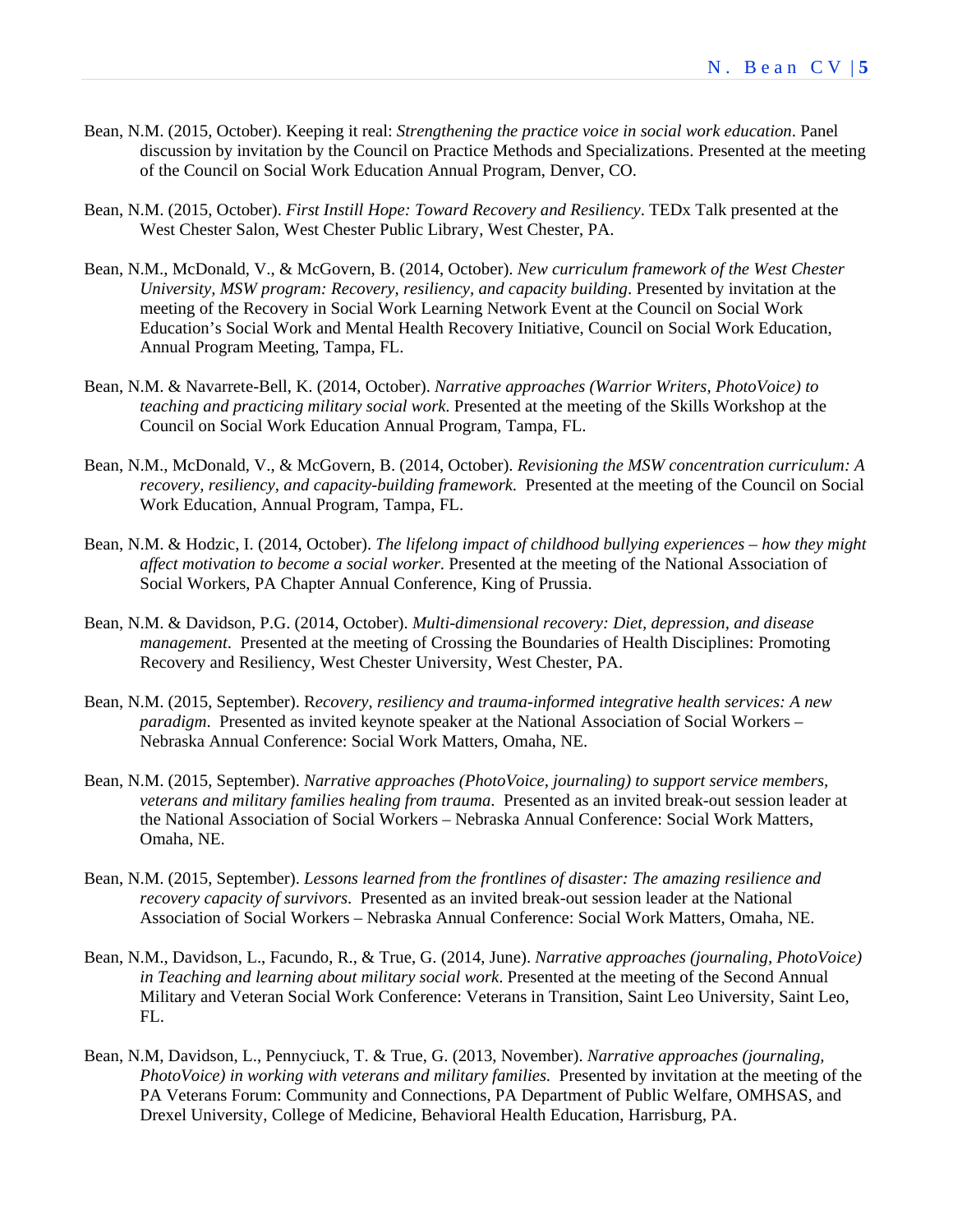Bean, N.M. (2015, October). Keeping it real: *Strengthening the practice voice in social work education*. Panel discussion by invitation by the Council on Practice Methods and Specializations. Presented at the meeting of the Council on Social Work Education Annual Program, Denver, CO.

Bean, N.M. (2015, October). *First Instill Hope: Toward Recovery and Resiliency*. TEDx Talk presented at the West Chester Salon, West Chester Public Library, West Chester, PA.

Bean, N.M., McDonald, V., & McGovern, B. (2014, October). *New curriculum framework of the West Chester University, MSW program: Recovery, resiliency, and capacity building*. Presented by invitation at the meeting of the Recovery in Social Work Learning Network Event at the Council on Social Work Education's Social Work and Mental Health Recovery Initiative, Council on Social Work Education, Annual Program Meeting, Tampa, FL.

Bean, N.M. & Navarrete-Bell, K. (2014, October). *Narrative approaches (Warrior Writers, PhotoVoice) to teaching and practicing military social work*. Presented at the meeting of the Skills Workshop at the Council on Social Work Education Annual Program, Tampa, FL.

Bean, N.M., McDonald, V., & McGovern, B. (2014, October). *Revisioning the MSW concentration curriculum: A recovery, resiliency, and capacity-building framework.* Presented at the meeting of the Council on Social Work Education, Annual Program, Tampa, FL.

Bean, N.M. & Hodzic, I. (2014, October). *The lifelong impact of childhood bullying experiences – how they might affect motivation to become a social worker.* Presented at the meeting of the National Association of Social Workers, PA Chapter Annual Conference, King of Prussia.

Bean, N.M. & Davidson, P.G. (2014, October). *Multi-dimensional recovery: Diet, depression, and disease management*. Presented at the meeting of Crossing the Boundaries of Health Disciplines: Promoting Recovery and Resiliency, West Chester University, West Chester, PA.

Bean, N.M. (2015, September). R*ecovery, resiliency and trauma-informed integrative health services: A new paradigm*. Presented as invited keynote speaker at the National Association of Social Workers – Nebraska Annual Conference: Social Work Matters, Omaha, NE.

Bean, N.M. (2015, September). *Narrative approaches (PhotoVoice, journaling) to support service members, veterans and military families healing from trauma.* Presented as an invited break-out session leader at the National Association of Social Workers – Nebraska Annual Conference: Social Work Matters, Omaha, NE.

Bean, N.M. (2015, September). *Lessons learned from the frontlines of disaster: The amazing resilience and recovery capacity of survivors*. Presented as an invited break-out session leader at the National Association of Social Workers – Nebraska Annual Conference: Social Work Matters, Omaha, NE.

Bean, N.M., Davidson, L., Facundo, R., & True, G. (2014, June). *Narrative approaches (journaling, PhotoVoice) in Teaching and learning about military social work*. Presented at the meeting of the Second Annual Military and Veteran Social Work Conference: Veterans in Transition, Saint Leo University, Saint Leo, FL.

Bean, N.M, Davidson, L., Pennyciuck, T. & True, G. (2013, November). *Narrative approaches (journaling, PhotoVoice) in working with veterans and military families.* Presented by invitation at the meeting of the PA Veterans Forum: Community and Connections, PA Department of Public Welfare, OMHSAS, and Drexel University, College of Medicine, Behavioral Health Education, Harrisburg, PA.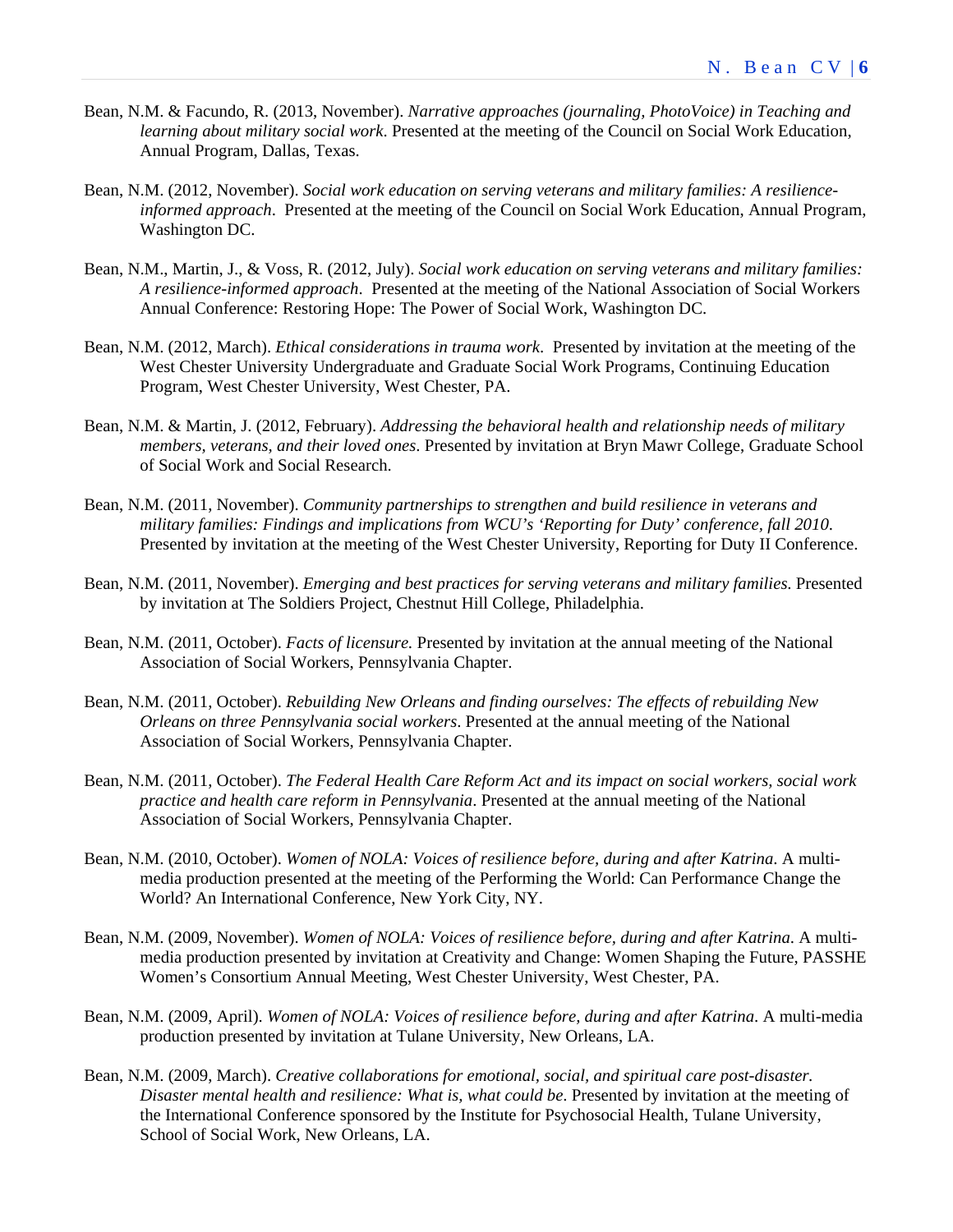Bean, N.M. & Facundo, R. (2013, November). *Narrative approaches (journaling, PhotoVoice) in Teaching and learning about military social work*. Presented at the meeting of the Council on Social Work Education, Annual Program, Dallas, Texas.

Bean, N.M. (2012, November). *Social work education on serving veterans and military families: A resilience-informed approach*. Presented at the meeting of the Council on Social Work Education, Annual Program, Washington DC.

Bean, N.M., Martin, J., & Voss, R. (2012, July). *Social work education on serving veterans and military families: A resilience-informed approach*. Presented at the meeting of the National Association of Social Workers Annual Conference: Restoring Hope: The Power of Social Work, Washington DC.

Bean, N.M. (2012, March). *Ethical considerations in trauma work*. Presented by invitation at the meeting of the West Chester University Undergraduate and Graduate Social Work Programs, Continuing Education Program, West Chester University, West Chester, PA.

Bean, N.M. & Martin, J. (2012, February). *Addressing the behavioral health and relationship needs of military members, veterans, and their loved ones*. Presented by invitation at Bryn Mawr College, Graduate School of Social Work and Social Research.

Bean, N.M. (2011, November). *Community partnerships to strengthen and build resilience in veterans and military families: Findings and implications from WCU's 'Reporting for Duty' conference, fall 2010.* Presented by invitation at the meeting of the West Chester University, Reporting for Duty II Conference.

Bean, N.M. (2011, November). *Emerging and best practices for serving veterans and military families.* Presented by invitation at The Soldiers Project, Chestnut Hill College, Philadelphia.

Bean, N.M. (2011, October). *Facts of licensure.* Presented by invitation at the annual meeting of the National Association of Social Workers, Pennsylvania Chapter.

Bean, N.M. (2011, October). *Rebuilding New Orleans and finding ourselves: The effects of rebuilding New Orleans on three Pennsylvania social workers*. Presented at the annual meeting of the National Association of Social Workers, Pennsylvania Chapter.

Bean, N.M. (2011, October). *The Federal Health Care Reform Act and its impact on social workers, social work practice and health care reform in Pennsylvania*. Presented at the annual meeting of the National Association of Social Workers, Pennsylvania Chapter.

Bean, N.M. (2010, October). *Women of NOLA: Voices of resilience before, during and after Katrina*. A multi-media production presented at the meeting of the Performing the World: Can Performance Change the World? An International Conference, New York City, NY.

Bean, N.M. (2009, November). *Women of NOLA: Voices of resilience before, during and after Katrina*. A multi-media production presented by invitation at Creativity and Change: Women Shaping the Future, PASSHE Women's Consortium Annual Meeting, West Chester University, West Chester, PA.

Bean, N.M. (2009, April). *Women of NOLA: Voices of resilience before, during and after Katrina*. A multi-media production presented by invitation at Tulane University, New Orleans, LA.

Bean, N.M. (2009, March). *Creative collaborations for emotional, social, and spiritual care post-disaster. Disaster mental health and resilience: What is, what could be.* Presented by invitation at the meeting of the International Conference sponsored by the Institute for Psychosocial Health, Tulane University, School of Social Work, New Orleans, LA.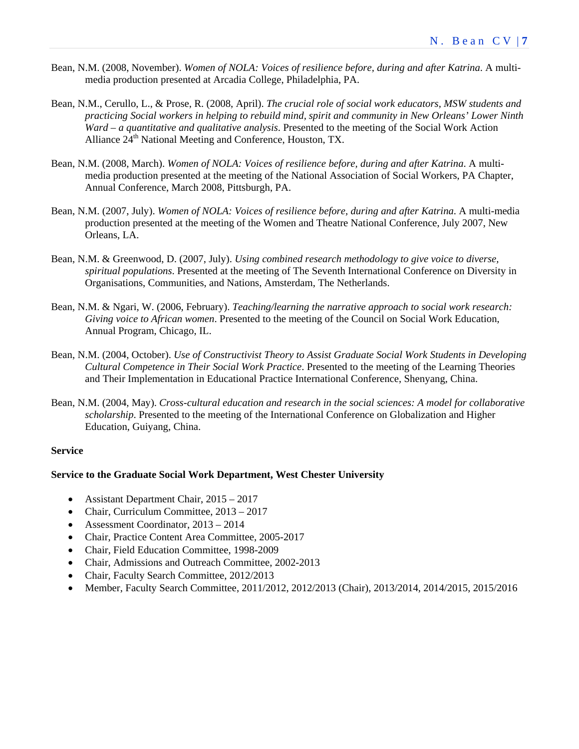Bean, N.M. (2008, November). *Women of NOLA: Voices of resilience before, during and after Katrina*. A multi-media production presented at Arcadia College, Philadelphia, PA.

Bean, N.M., Cerullo, L., & Prose, R. (2008, April). *The crucial role of social work educators, MSW students and practicing Social workers in helping to rebuild mind, spirit and community in New Orleans' Lower Ninth Ward – a quantitative and qualitative analysis*. Presented to the meeting of the Social Work Action Alliance 24th National Meeting and Conference, Houston, TX.

Bean, N.M. (2008, March). *Women of NOLA: Voices of resilience before, during and after Katrina*. A multi-media production presented at the meeting of the National Association of Social Workers, PA Chapter, Annual Conference, March 2008, Pittsburgh, PA.

Bean, N.M. (2007, July). *Women of NOLA: Voices of resilience before, during and after Katrina*. A multi-media production presented at the meeting of the Women and Theatre National Conference, July 2007, New Orleans, LA.

Bean, N.M. & Greenwood, D. (2007, July). *Using combined research methodology to give voice to diverse, spiritual populations*. Presented at the meeting of The Seventh International Conference on Diversity in Organisations, Communities, and Nations, Amsterdam, The Netherlands.

Bean, N.M. & Ngari, W. (2006, February). *Teaching/learning the narrative approach to social work research: Giving voice to African women*. Presented to the meeting of the Council on Social Work Education, Annual Program, Chicago, IL.

Bean, N.M. (2004, October). *Use of Constructivist Theory to Assist Graduate Social Work Students in Developing Cultural Competence in Their Social Work Practice*. Presented to the meeting of the Learning Theories and Their Implementation in Educational Practice International Conference, Shenyang, China.

Bean, N.M. (2004, May). *Cross-cultural education and research in the social sciences: A model for collaborative scholarship*. Presented to the meeting of the International Conference on Globalization and Higher Education, Guiyang, China.

**Service**

**Service to the Graduate Social Work Department, West Chester University**

- Assistant Department Chair, 2015 – 2017
- Chair, Curriculum Committee, 2013 – 2017
- Assessment Coordinator, 2013 – 2014
- Chair, Practice Content Area Committee, 2005-2017
- Chair, Field Education Committee, 1998-2009
- Chair, Admissions and Outreach Committee, 2002-2013
- Chair, Faculty Search Committee, 2012/2013
- Member, Faculty Search Committee, 2011/2012, 2012/2013 (Chair), 2013/2014, 2014/2015, 2015/2016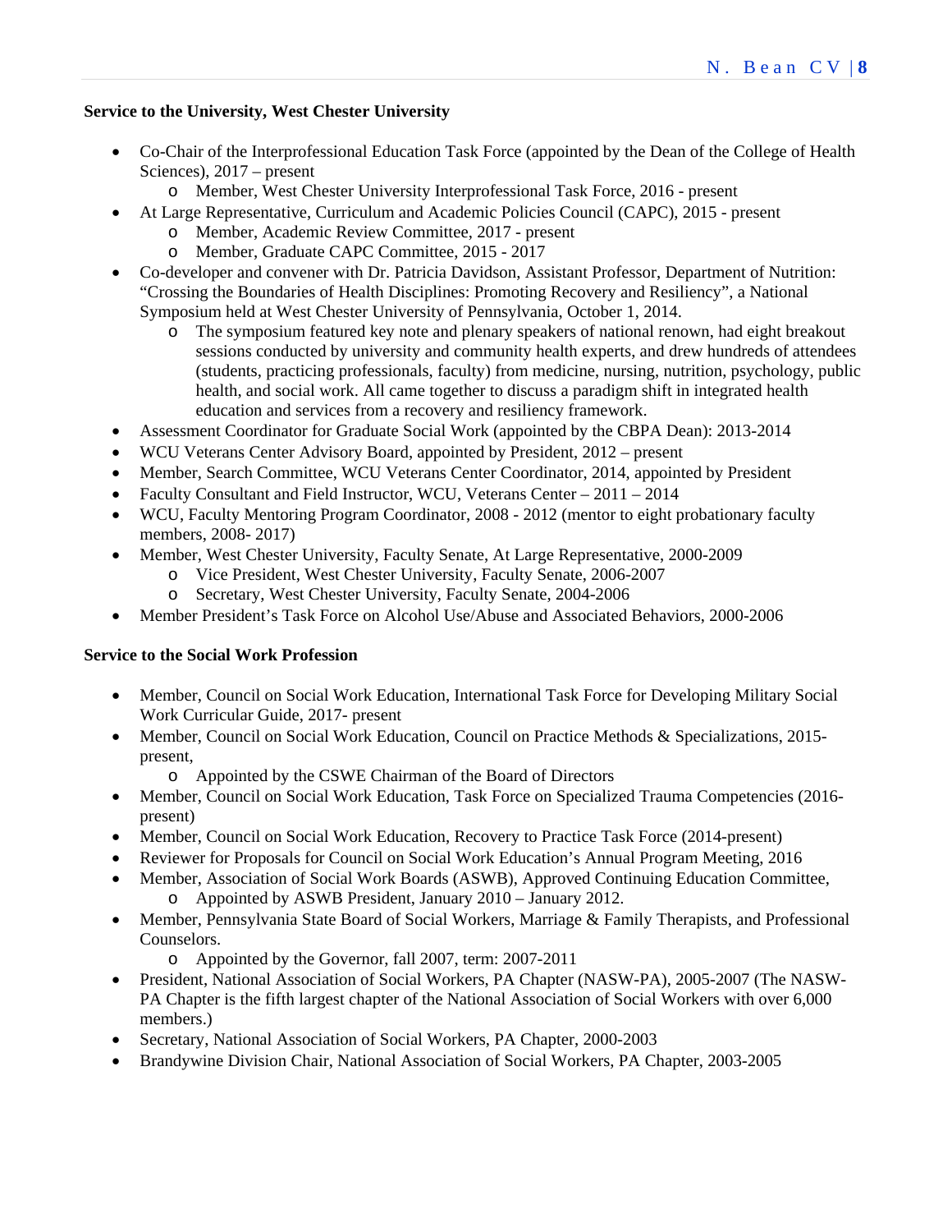**Service to the University, West Chester University**

- Co-Chair of the Interprofessional Education Task Force (appointed by the Dean of the College of Health Sciences), 2017 – present
    - Member, West Chester University Interprofessional Task Force, 2016 - present
- At Large Representative, Curriculum and Academic Policies Council (CAPC), 2015 - present
    - Member, Academic Review Committee, 2017 - present
    - Member, Graduate CAPC Committee, 2015 - 2017
- Co-developer and convener with Dr. Patricia Davidson, Assistant Professor, Department of Nutrition: "Crossing the Boundaries of Health Disciplines: Promoting Recovery and Resiliency", a National Symposium held at West Chester University of Pennsylvania, October 1, 2014.
    - The symposium featured key note and plenary speakers of national renown, had eight breakout sessions conducted by university and community health experts, and drew hundreds of attendees (students, practicing professionals, faculty) from medicine, nursing, nutrition, psychology, public health, and social work. All came together to discuss a paradigm shift in integrated health education and services from a recovery and resiliency framework.
- Assessment Coordinator for Graduate Social Work (appointed by the CBPA Dean): 2013-2014
- WCU Veterans Center Advisory Board, appointed by President, 2012 – present
- Member, Search Committee, WCU Veterans Center Coordinator, 2014, appointed by President
- Faculty Consultant and Field Instructor, WCU, Veterans Center – 2011 – 2014
- WCU, Faculty Mentoring Program Coordinator, 2008 - 2012 (mentor to eight probationary faculty members, 2008- 2017)
- Member, West Chester University, Faculty Senate, At Large Representative, 2000-2009
    - Vice President, West Chester University, Faculty Senate, 2006-2007
    - Secretary, West Chester University, Faculty Senate, 2004-2006
- Member President's Task Force on Alcohol Use/Abuse and Associated Behaviors, 2000-2006

**Service to the Social Work Profession**

- Member, Council on Social Work Education, International Task Force for Developing Military Social Work Curricular Guide, 2017- present
- Member, Council on Social Work Education, Council on Practice Methods & Specializations, 2015-present,
    - Appointed by the CSWE Chairman of the Board of Directors
- Member, Council on Social Work Education, Task Force on Specialized Trauma Competencies (2016-present)
- Member, Council on Social Work Education, Recovery to Practice Task Force (2014-present)
- Reviewer for Proposals for Council on Social Work Education's Annual Program Meeting, 2016
- Member, Association of Social Work Boards (ASWB), Approved Continuing Education Committee,
    - Appointed by ASWB President, January 2010 – January 2012.
- Member, Pennsylvania State Board of Social Workers, Marriage & Family Therapists, and Professional Counselors.
    - Appointed by the Governor, fall 2007, term: 2007-2011
- President, National Association of Social Workers, PA Chapter (NASW-PA), 2005-2007 (The NASW-PA Chapter is the fifth largest chapter of the National Association of Social Workers with over 6,000 members.)
- Secretary, National Association of Social Workers, PA Chapter, 2000-2003
- Brandywine Division Chair, National Association of Social Workers, PA Chapter, 2003-2005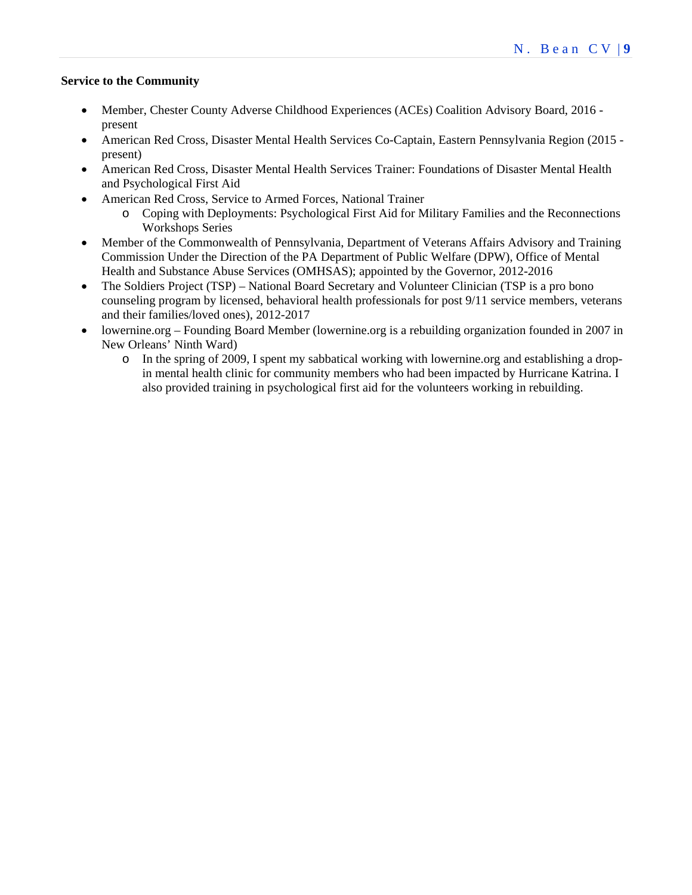**Service to the Community**

- Member, Chester County Adverse Childhood Experiences (ACEs) Coalition Advisory Board, 2016 - present
- American Red Cross, Disaster Mental Health Services Co-Captain, Eastern Pennsylvania Region (2015 - present)
- American Red Cross, Disaster Mental Health Services Trainer: Foundations of Disaster Mental Health and Psychological First Aid
- American Red Cross, Service to Armed Forces, National Trainer
  - Coping with Deployments: Psychological First Aid for Military Families and the Reconnections Workshops Series
- Member of the Commonwealth of Pennsylvania, Department of Veterans Affairs Advisory and Training Commission Under the Direction of the PA Department of Public Welfare (DPW), Office of Mental Health and Substance Abuse Services (OMHSAS); appointed by the Governor, 2012-2016
- The Soldiers Project (TSP) – National Board Secretary and Volunteer Clinician (TSP is a pro bono counseling program by licensed, behavioral health professionals for post 9/11 service members, veterans and their families/loved ones), 2012-2017
- lowernine.org – Founding Board Member (lowernine.org is a rebuilding organization founded in 2007 in New Orleans' Ninth Ward)
  - In the spring of 2009, I spent my sabbatical working with lowernine.org and establishing a drop-in mental health clinic for community members who had been impacted by Hurricane Katrina. I also provided training in psychological first aid for the volunteers working in rebuilding.